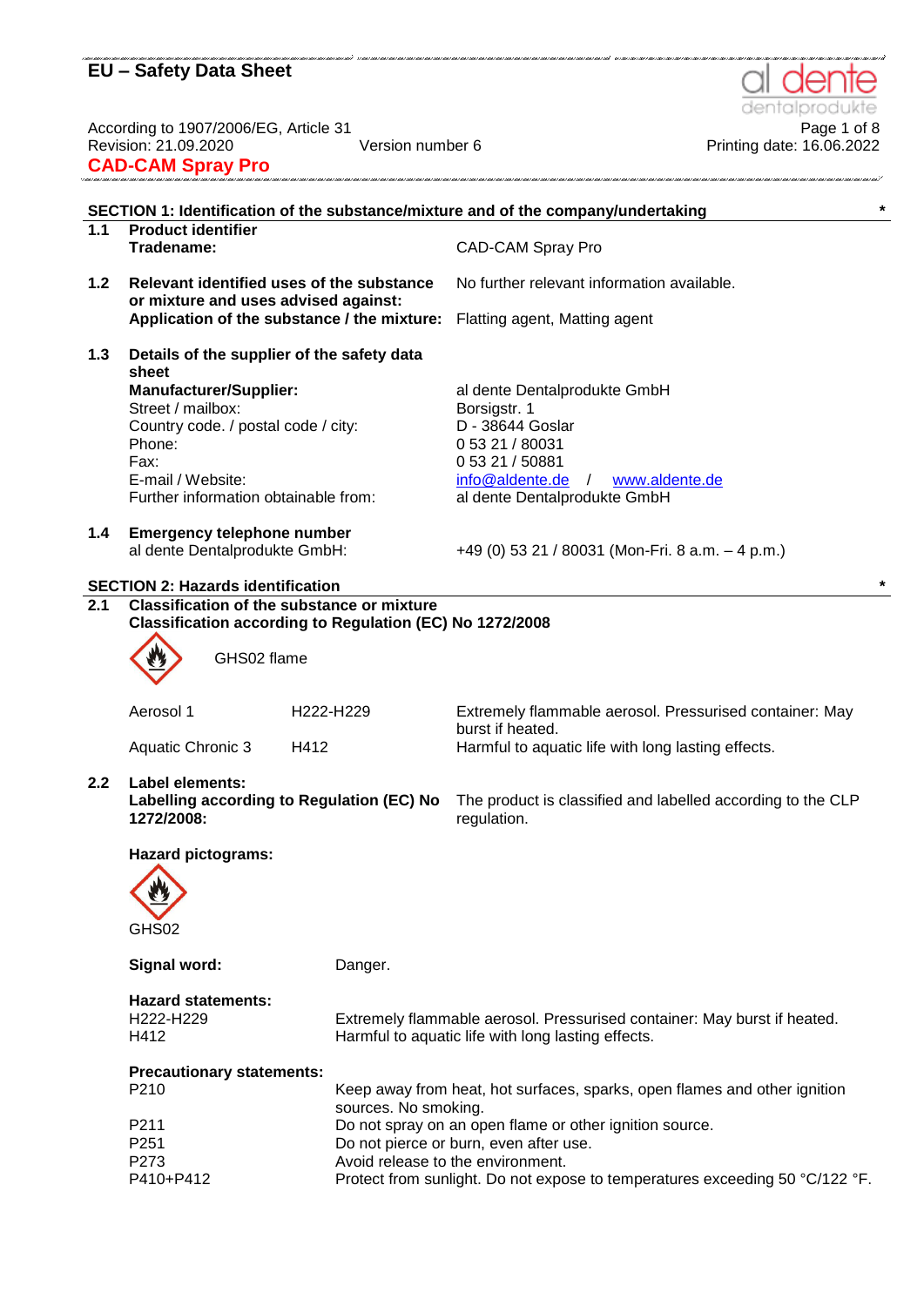# EU – Safety Data Sheet

According to 1907/2006/EG, Article 31
Revision: 21.09.2020 Version number 6 Printing date: 16.06.2022

## CAD-CAM Spray Pro

### SECTION 1: Identification of the substance/mixture and of the company/undertaking *

**1.1 Product identifier**

| | |
|---|---|
| **Tradename:** | CAD-CAM Spray Pro |

**1.2 Relevant identified uses of the substance or mixture and uses advised against:** No further relevant information available.

**Application of the substance / the mixture:** Flatting agent, Matting agent

**1.3 Details of the supplier of the safety data sheet**

| | |
|---|---|
| **Manufacturer/Supplier:** | al dente Dentalprodukte GmbH |
| Street / mailbox: | Borsigstr. 1 |
| Country code. / postal code / city: | D - 38644 Goslar |
| Phone: | 0 53 21 / 80031 |
| Fax: | 0 53 21 / 50881 |
| E-mail / Website: | info@aldente.de / www.aldente.de |
| Further information obtainable from: | al dente Dentalprodukte GmbH |

**1.4 Emergency telephone number**

al dente Dentalprodukte GmbH: +49 (0) 53 21 / 80031 (Mon-Fri. 8 a.m. – 4 p.m.)

### SECTION 2: Hazards identification *

**2.1 Classification of the substance or mixture**

**Classification according to Regulation (EC) No 1272/2008**

GHS02 flame

| | | |
|---|---|---|
| Aerosol 1 | H222-H229 | Extremely flammable aerosol. Pressurised container: May burst if heated. |
| Aquatic Chronic 3 | H412 | Harmful to aquatic life with long lasting effects. |

**2.2 Label elements:**

**Labelling according to Regulation (EC) No 1272/2008:** The product is classified and labelled according to the CLP regulation.

**Hazard pictograms:**

GHS02

**Signal word:** Danger.

**Hazard statements:**

| | |
|---|---|
| H222-H229 | Extremely flammable aerosol. Pressurised container: May burst if heated. |
| H412 | Harmful to aquatic life with long lasting effects. |

**Precautionary statements:**

| | |
|---|---|
| P210 | Keep away from heat, hot surfaces, sparks, open flames and other ignition sources. No smoking. |
| P211 | Do not spray on an open flame or other ignition source. |
| P251 | Do not pierce or burn, even after use. |
| P273 | Avoid release to the environment. |
| P410+P412 | Protect from sunlight. Do not expose to temperatures exceeding 50 °C/122 °F. |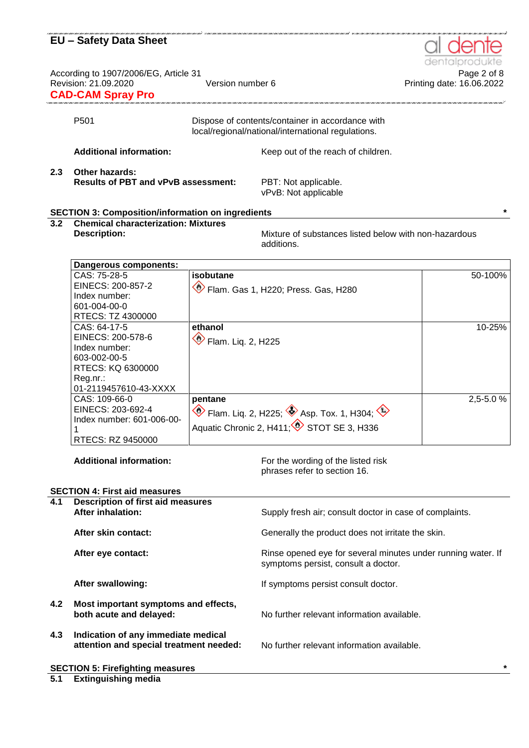| | |
|---|---|
| P501 | Dispose of contents/container in accordance with local/regional/national/international regulations. |

**Additional information:** Keep out of the reach of children.

**2.3 Other hazards:**

**Results of PBT and vPvB assessment:**
PBT: Not applicable.
vPvB: Not applicable

## SECTION 3: Composition/information on ingredients *

### 3.2 Chemical characterization: Mixtures

**Description:** Mixture of substances listed below with non-hazardous additions.

| Dangerous components: | | |
|---|---|---|
| CAS: 75-28-5<br>EINECS: 200-857-2<br>Index number: 601-004-00-0<br>RTECS: TZ 4300000 | **isobutane**<br>Flam. Gas 1, H220; Press. Gas, H280 | 50-100% |
| CAS: 64-17-5<br>EINECS: 200-578-6<br>Index number: 603-002-00-5<br>RTECS: KQ 6300000<br>Reg.nr.: 01-2119457610-43-XXXX | **ethanol**<br>Flam. Liq. 2, H225 | 10-25% |
| CAS: 109-66-0<br>EINECS: 203-692-4<br>Index number: 601-006-00-1<br>RTECS: RZ 9450000 | **pentane**<br>Flam. Liq. 2, H225; Asp. Tox. 1, H304; Aquatic Chronic 2, H411; STOT SE 3, H336 | 2,5-5.0 % |

**Additional information:** For the wording of the listed risk phrases refer to section 16.

## SECTION 4: First aid measures

### 4.1 Description of first aid measures

**After inhalation:** Supply fresh air; consult doctor in case of complaints.

**After skin contact:** Generally the product does not irritate the skin.

**After eye contact:** Rinse opened eye for several minutes under running water. If symptoms persist, consult a doctor.

**After swallowing:** If symptoms persist consult doctor.

**4.2 Most important symptoms and effects, both acute and delayed:** No further relevant information available.

**4.3 Indication of any immediate medical attention and special treatment needed:** No further relevant information available.

## SECTION 5: Firefighting measures *

### 5.1 Extinguishing media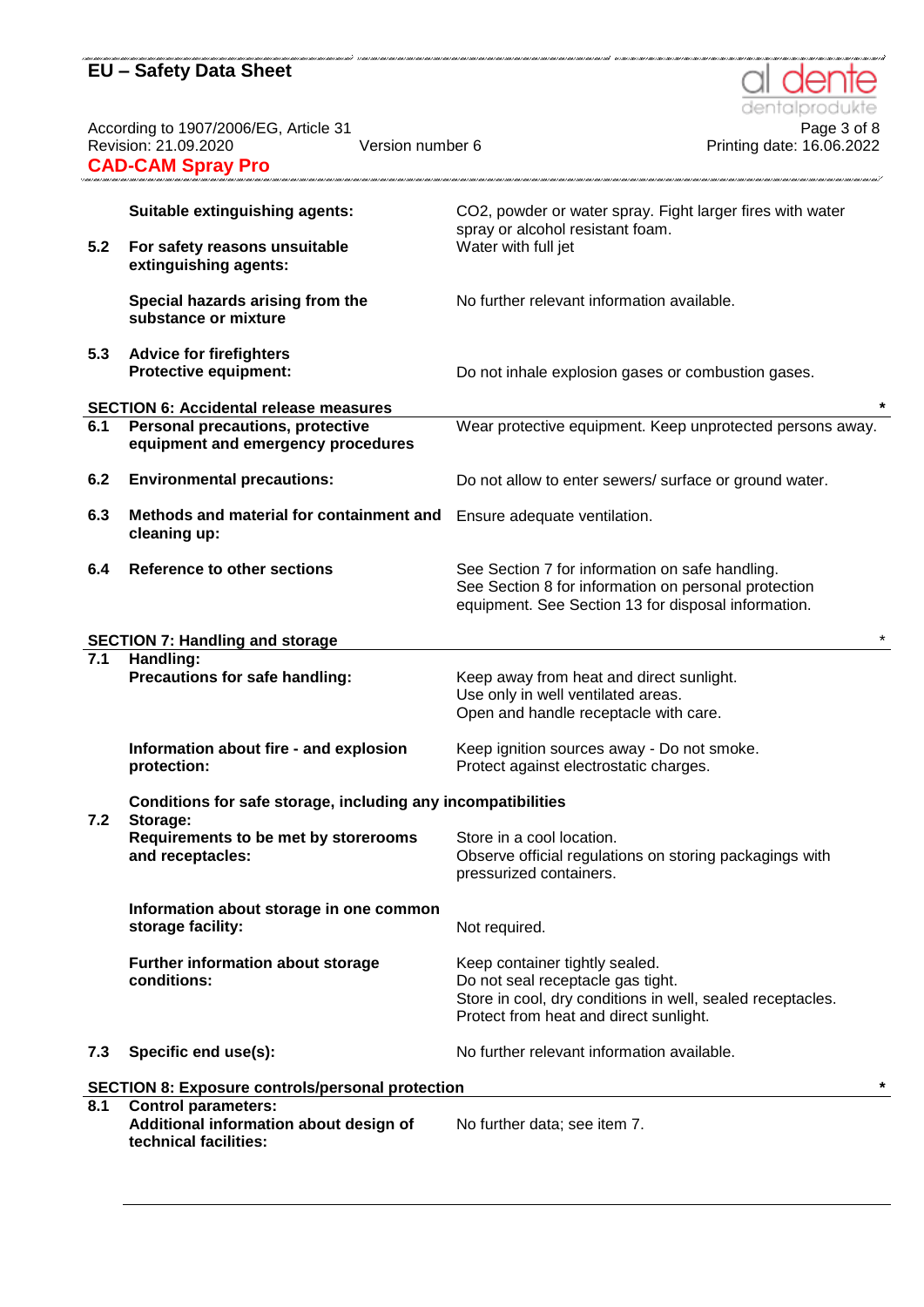**Suitable extinguishing agents:** $CO_2$, powder or water spray. Fight larger fires with water spray or alcohol resistant foam.

**5.2 For safety reasons unsuitable extinguishing agents:** Water with full jet

**Special hazards arising from the substance or mixture** No further relevant information available.

**5.3 Advice for firefighters**
**Protective equipment:** Do not inhale explosion gases or combustion gases.

## SECTION 6: Accidental release measures *

**6.1 Personal precautions, protective equipment and emergency procedures** Wear protective equipment. Keep unprotected persons away.

**6.2 Environmental precautions:** Do not allow to enter sewers/ surface or ground water.

**6.3 Methods and material for containment and cleaning up:** Ensure adequate ventilation.

**6.4 Reference to other sections** See Section 7 for information on safe handling.
See Section 8 for information on personal protection equipment. See Section 13 for disposal information.

## SECTION 7: Handling and storage *

**7.1 Handling:**
**Precautions for safe handling:** Keep away from heat and direct sunlight.
Use only in well ventilated areas.
Open and handle receptacle with care.

**Information about fire - and explosion protection:** Keep ignition sources away - Do not smoke.
Protect against electrostatic charges.

**Conditions for safe storage, including any incompatibilities**

**7.2 Storage:**
**Requirements to be met by storerooms and receptacles:** Store in a cool location.
Observe official regulations on storing packagings with pressurized containers.

**Information about storage in one common storage facility:** Not required.

**Further information about storage conditions:** Keep container tightly sealed.
Do not seal receptacle gas tight.
Store in cool, dry conditions in well, sealed receptacles.
Protect from heat and direct sunlight.

**7.3 Specific end use(s):** No further relevant information available.

## SECTION 8: Exposure controls/personal protection *

**8.1 Control parameters:**
**Additional information about design of technical facilities:** No further data; see item 7.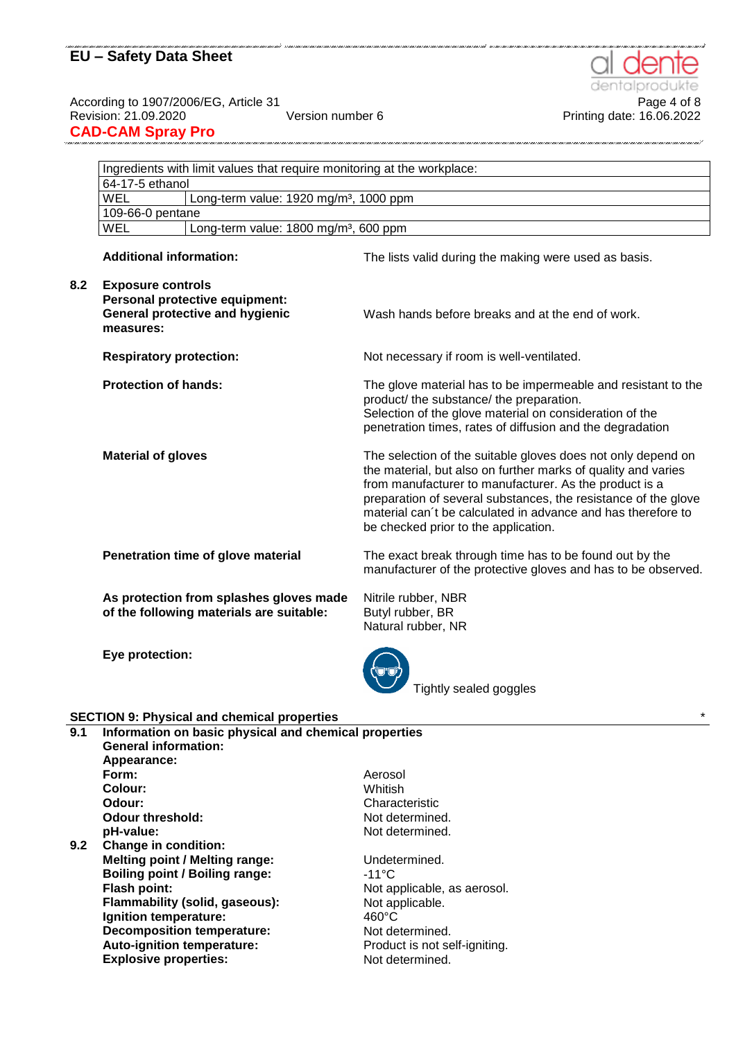| Ingredients with limit values that require monitoring at the workplace: | |
|---|---|
| 64-17-5 ethanol | |
| WEL | Long-term value: 1920 mg/m³, 1000 ppm |
| 109-66-0 pentane | |
| WEL | Long-term value: 1800 mg/m³, 600 ppm |

**Additional information:** The lists valid during the making were used as basis.

**8.2 Exposure controls**

**Personal protective equipment:**

**General protective and hygienic measures:** Wash hands before breaks and at the end of work.

**Respiratory protection:** Not necessary if room is well-ventilated.

**Protection of hands:** The glove material has to be impermeable and resistant to the product/ the substance/ the preparation.
Selection of the glove material on consideration of the penetration times, rates of diffusion and the degradation

**Material of gloves** The selection of the suitable gloves does not only depend on the material, but also on further marks of quality and varies from manufacturer to manufacturer. As the product is a preparation of several substances, the resistance of the glove material can´t be calculated in advance and has therefore to be checked prior to the application.

**Penetration time of glove material** The exact break through time has to be found out by the manufacturer of the protective gloves and has to be observed.

**As protection from splashes gloves made of the following materials are suitable:**
Nitrile rubber, NBR
Butyl rubber, BR
Natural rubber, NR

**Eye protection:** Tightly sealed goggles

## SECTION 9: Physical and chemical properties *

**9.1 Information on basic physical and chemical properties**

**General information:**

**Appearance:**

| | |
|---|---|
| **Form:** | Aerosol |
| **Colour:** | Whitish |
| **Odour:** | Characteristic |
| **Odour threshold:** | Not determined. |
| **pH-value:** | Not determined. |

**9.2 Change in condition:**

| | |
|---|---|
| **Melting point / Melting range:** | Undetermined. |
| **Boiling point / Boiling range:** | -11°C |
| **Flash point:** | Not applicable, as aerosol. |
| **Flammability (solid, gaseous):** | Not applicable. |
| **Ignition temperature:** | 460°C |
| **Decomposition temperature:** | Not determined. |
| **Auto-ignition temperature:** | Product is not self-igniting. |
| **Explosive properties:** | Not determined. |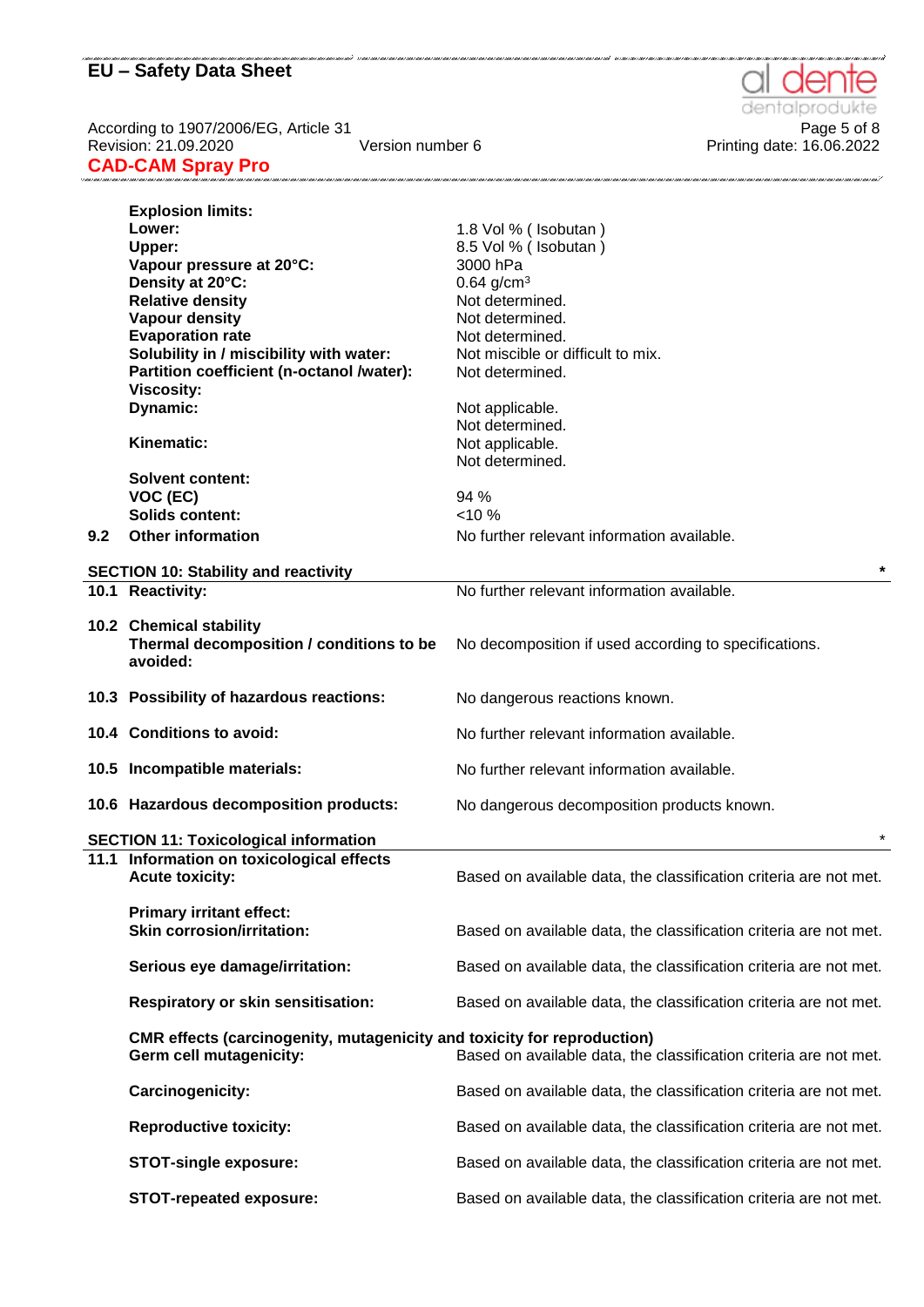| | | |
|---|---|---|
| | **Explosion limits:** | |
| | **Lower:** | 1.8 Vol % ( Isobutan ) |
| | **Upper:** | 8.5 Vol % ( Isobutan ) |
| | **Vapour pressure at 20°C:** | 3000 hPa |
| | **Density at 20°C:** | 0.64 g/cm³ |
| | **Relative density** | Not determined. |
| | **Vapour density** | Not determined. |
| | **Evaporation rate** | Not determined. |
| | **Solubility in / miscibility with water:** | Not miscible or difficult to mix. |
| | **Partition coefficient (n-octanol /water):** | Not determined. |
| | **Viscosity:** | |
| | **Dynamic:** | Not applicable.<br>Not determined. |
| | **Kinematic:** | Not applicable.<br>Not determined. |
| | **Solvent content:** | |
| | **VOC (EC)** | 94 % |
| | **Solids content:** | <10 % |
| **9.2** | **Other information** | No further relevant information available. |

## SECTION 10: Stability and reactivity *

| | | |
|---|---|---|
| **10.1** | **Reactivity:** | No further relevant information available. |
| **10.2** | **Chemical stability**<br>**Thermal decomposition / conditions to be avoided:** | No decomposition if used according to specifications. |
| **10.3** | **Possibility of hazardous reactions:** | No dangerous reactions known. |
| **10.4** | **Conditions to avoid:** | No further relevant information available. |
| **10.5** | **Incompatible materials:** | No further relevant information available. |
| **10.6** | **Hazardous decomposition products:** | No dangerous decomposition products known. |

## SECTION 11: Toxicological information *

| | | |
|---|---|---|
| **11.1** | **Information on toxicological effects**<br>**Acute toxicity:** | Based on available data, the classification criteria are not met. |
| | **Primary irritant effect:**<br>**Skin corrosion/irritation:** | Based on available data, the classification criteria are not met. |
| | **Serious eye damage/irritation:** | Based on available data, the classification criteria are not met. |
| | **Respiratory or skin sensitisation:** | Based on available data, the classification criteria are not met. |
| | **CMR effects (carcinogenity, mutagenicity and toxicity for reproduction)**<br>**Germ cell mutagenicity:** | Based on available data, the classification criteria are not met. |
| | **Carcinogenicity:** | Based on available data, the classification criteria are not met. |
| | **Reproductive toxicity:** | Based on available data, the classification criteria are not met. |
| | **STOT-single exposure:** | Based on available data, the classification criteria are not met. |
| | **STOT-repeated exposure:** | Based on available data, the classification criteria are not met. |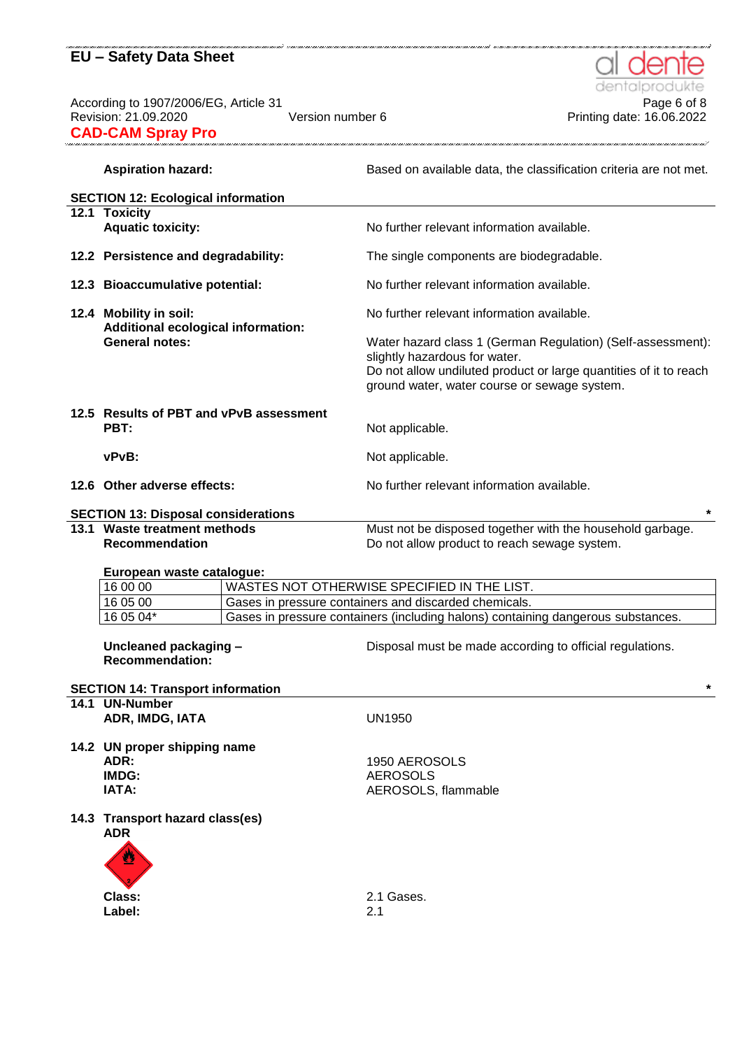**Aspiration hazard:** Based on available data, the classification criteria are not met.

## SECTION 12: Ecological information

**12.1 Toxicity**

**Aquatic toxicity:** No further relevant information available.

**12.2 Persistence and degradability:** The single components are biodegradable.

**12.3 Bioaccumulative potential:** No further relevant information available.

**12.4 Mobility in soil:** No further relevant information available.

**Additional ecological information:**

**General notes:** Water hazard class 1 (German Regulation) (Self-assessment): slightly hazardous for water.
Do not allow undiluted product or large quantities of it to reach ground water, water course or sewage system.

**12.5 Results of PBT and vPvB assessment**

**PBT:** Not applicable.

**vPvB:** Not applicable.

**12.6 Other adverse effects:** No further relevant information available.

## SECTION 13: Disposal considerations *

**13.1 Waste treatment methods**

**Recommendation** Must not be disposed together with the household garbage.
Do not allow product to reach sewage system.

**European waste catalogue:**

| | |
|---|---|
| 16 00 00 | WASTES NOT OTHERWISE SPECIFIED IN THE LIST. |
| 16 05 00 | Gases in pressure containers and discarded chemicals. |
| 16 05 04* | Gases in pressure containers (including halons) containing dangerous substances. |

**Uncleaned packaging – Recommendation:** Disposal must be made according to official regulations.

## SECTION 14: Transport information *

**14.1 UN-Number**

**ADR, IMDG, IATA** UN1950

**14.2 UN proper shipping name**

**ADR:** 1950 AEROSOLS
**IMDG:** AEROSOLS
**IATA:** AEROSOLS, flammable

**14.3 Transport hazard class(es)**

**ADR**

**Class:** 2.1 Gases.
**Label:** 2.1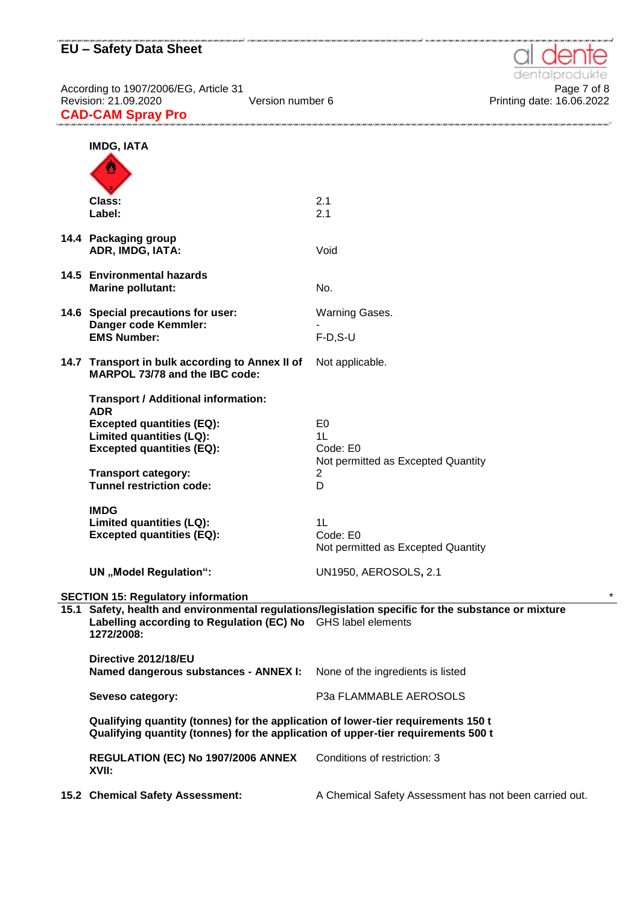**IMDG, IATA**

| | |
|---|---|
| **Class:** | 2.1 |
| **Label:** | 2.1 |

**14.4 Packaging group**

| | |
|---|---|
| **ADR, IMDG, IATA:** | Void |

**14.5 Environmental hazards**

| | |
|---|---|
| **Marine pollutant:** | No. |

| | |
|---|---|
| **14.6 Special precautions for user:** | Warning Gases. |
| **Danger code Kemmler:** | - |
| **EMS Number:** | F-D,S-U |

| | |
|---|---|
| **14.7 Transport in bulk according to Annex II of MARPOL 73/78 and the IBC code:** | Not applicable. |

**Transport / Additional information:**

**ADR**

| | |
|---|---|
| **Excepted quantities (EQ):** | E0 |
| **Limited quantities (LQ):** | 1L |
| **Excepted quantities (EQ):** | Code: E0<br>Not permitted as Excepted Quantity |
| **Transport category:** | 2 |
| **Tunnel restriction code:** | D |

**IMDG**

| | |
|---|---|
| **Limited quantities (LQ):** | 1L |
| **Excepted quantities (EQ):** | Code: E0<br>Not permitted as Excepted Quantity |

| | |
|---|---|
| **UN „Model Regulation":** | UN1950, AEROSOLS, 2.1 |

## SECTION 15: Regulatory information

*

**15.1 Safety, health and environmental regulations/legislation specific for the substance or mixture**

| | |
|---|---|
| **Labelling according to Regulation (EC) No 1272/2008:** | GHS label elements |

**Directive 2012/18/EU**

| | |
|---|---|
| **Named dangerous substances - ANNEX I:** | None of the ingredients is listed |
| **Seveso category:** | P3a FLAMMABLE AEROSOLS |

**Qualifying quantity (tonnes) for the application of lower-tier requirements 150 t**
**Qualifying quantity (tonnes) for the application of upper-tier requirements 500 t**

| | |
|---|---|
| **REGULATION (EC) No 1907/2006 ANNEX XVII:** | Conditions of restriction: 3 |

| | |
|---|---|
| **15.2 Chemical Safety Assessment:** | A Chemical Safety Assessment has not been carried out. |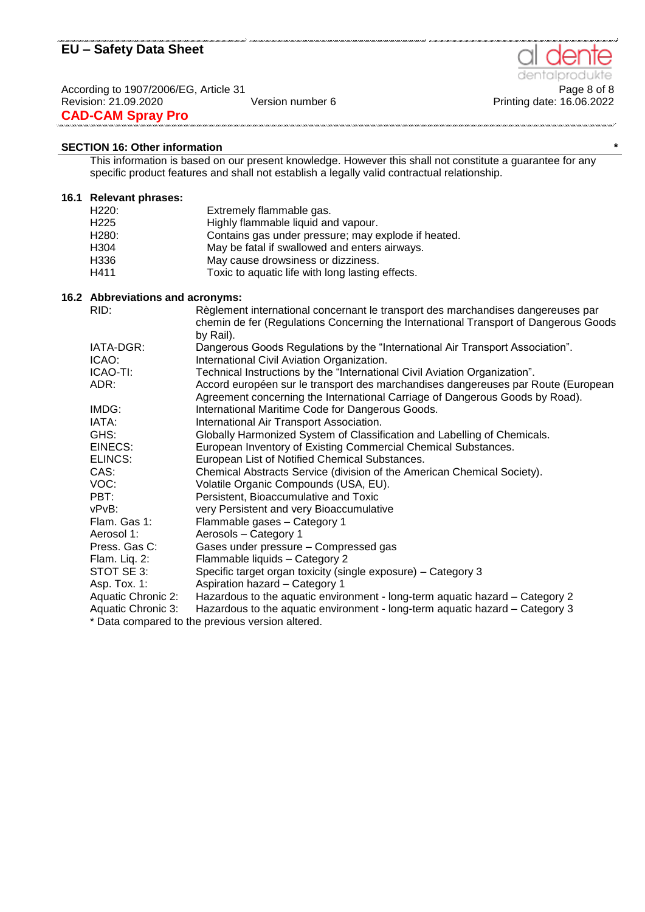## SECTION 16: Other information *

This information is based on our present knowledge. However this shall not constitute a guarantee for any specific product features and shall not establish a legally valid contractual relationship.

### 16.1 Relevant phrases:

| | |
|---|---|
| H220: | Extremely flammable gas. |
| H225 | Highly flammable liquid and vapour. |
| H280: | Contains gas under pressure; may explode if heated. |
| H304 | May be fatal if swallowed and enters airways. |
| H336 | May cause drowsiness or dizziness. |
| H411 | Toxic to aquatic life with long lasting effects. |

### 16.2 Abbreviations and acronyms:

| | |
|---|---|
| RID: | Règlement international concernant le transport des marchandises dangereuses par chemin de fer (Regulations Concerning the International Transport of Dangerous Goods by Rail). |
| IATA-DGR: | Dangerous Goods Regulations by the "International Air Transport Association". |
| ICAO: | International Civil Aviation Organization. |
| ICAO-TI: | Technical Instructions by the "International Civil Aviation Organization". |
| ADR: | Accord européen sur le transport des marchandises dangereuses par Route (European Agreement concerning the International Carriage of Dangerous Goods by Road). |
| IMDG: | International Maritime Code for Dangerous Goods. |
| IATA: | International Air Transport Association. |
| GHS: | Globally Harmonized System of Classification and Labelling of Chemicals. |
| EINECS: | European Inventory of Existing Commercial Chemical Substances. |
| ELINCS: | European List of Notified Chemical Substances. |
| CAS: | Chemical Abstracts Service (division of the American Chemical Society). |
| VOC: | Volatile Organic Compounds (USA, EU). |
| PBT: | Persistent, Bioaccumulative and Toxic |
| vPvB: | very Persistent and very Bioaccumulative |
| Flam. Gas 1: | Flammable gases – Category 1 |
| Aerosol 1: | Aerosols – Category 1 |
| Press. Gas C: | Gases under pressure – Compressed gas |
| Flam. Liq. 2: | Flammable liquids – Category 2 |
| STOT SE 3: | Specific target organ toxicity (single exposure) – Category 3 |
| Asp. Tox. 1: | Aspiration hazard – Category 1 |
| Aquatic Chronic 2: | Hazardous to the aquatic environment - long-term aquatic hazard – Category 2 |
| Aquatic Chronic 3: | Hazardous to the aquatic environment - long-term aquatic hazard – Category 3 |

* Data compared to the previous version altered.